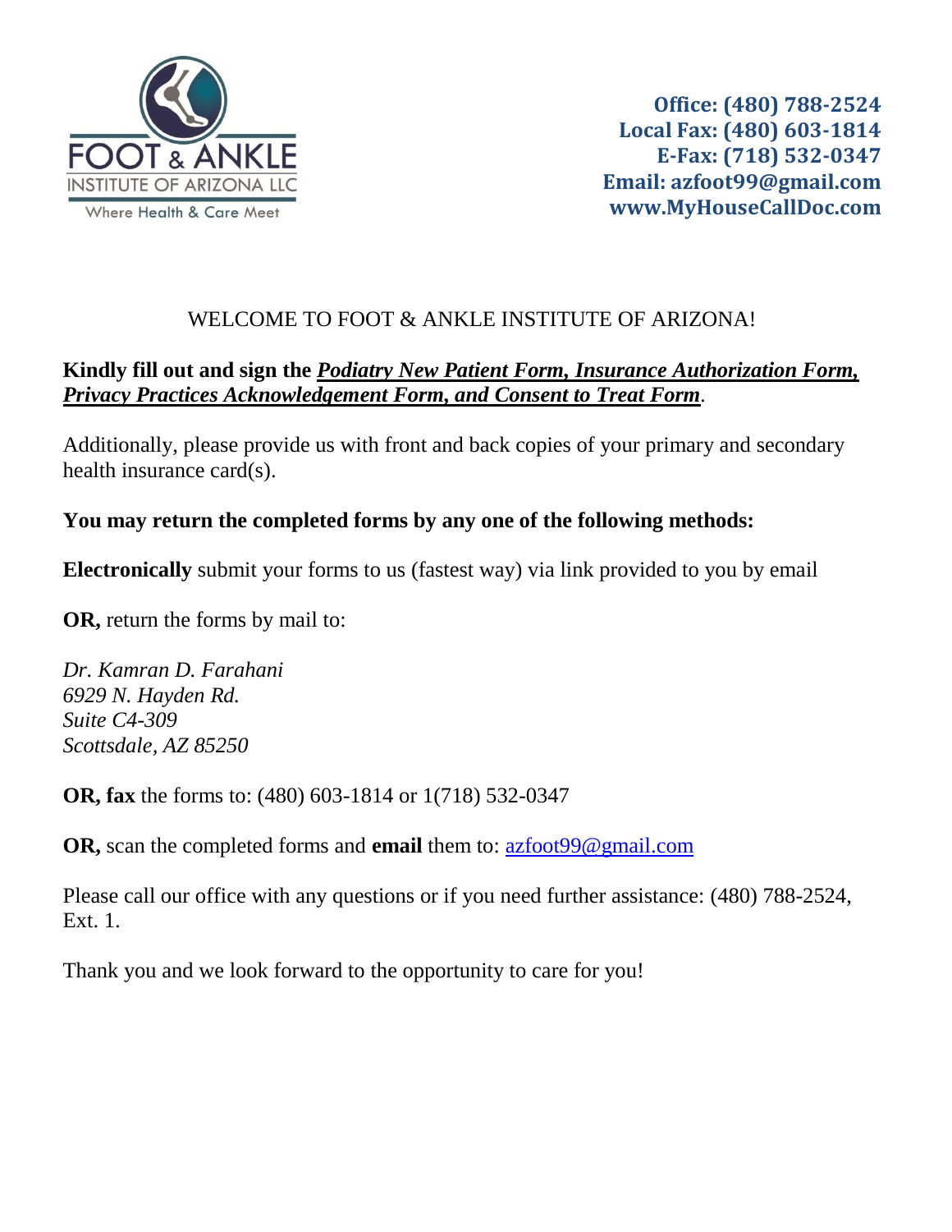FOOT & ANKLE INSTITUTE OF ARIZONA LLC
Where Health & Care Meet

**Office: (480) 788-2524**
**Local Fax: (480) 603-1814**
**E-Fax: (718) 532-0347**
**Email: azfoot99@gmail.com**
**www.MyHouseCallDoc.com**

# WELCOME TO FOOT & ANKLE INSTITUTE OF ARIZONA!

**Kindly fill out and sign the *Podiatry New Patient Form, Insurance Authorization Form, Privacy Practices Acknowledgement Form, and Consent to Treat Form*.**

Additionally, please provide us with front and back copies of your primary and secondary health insurance card(s).

**You may return the completed forms by any one of the following methods:**

**Electronically** submit your forms to us (fastest way) via link provided to you by email

**OR,** return the forms by mail to:

*Dr. Kamran D. Farahani*
*6929 N. Hayden Rd.*
*Suite C4-309*
*Scottsdale, AZ 85250*

**OR, fax** the forms to: (480) 603-1814 or 1(718) 532-0347

**OR,** scan the completed forms and **email** them to: azfoot99@gmail.com

Please call our office with any questions or if you need further assistance: (480) 788-2524, Ext. 1.

Thank you and we look forward to the opportunity to care for you!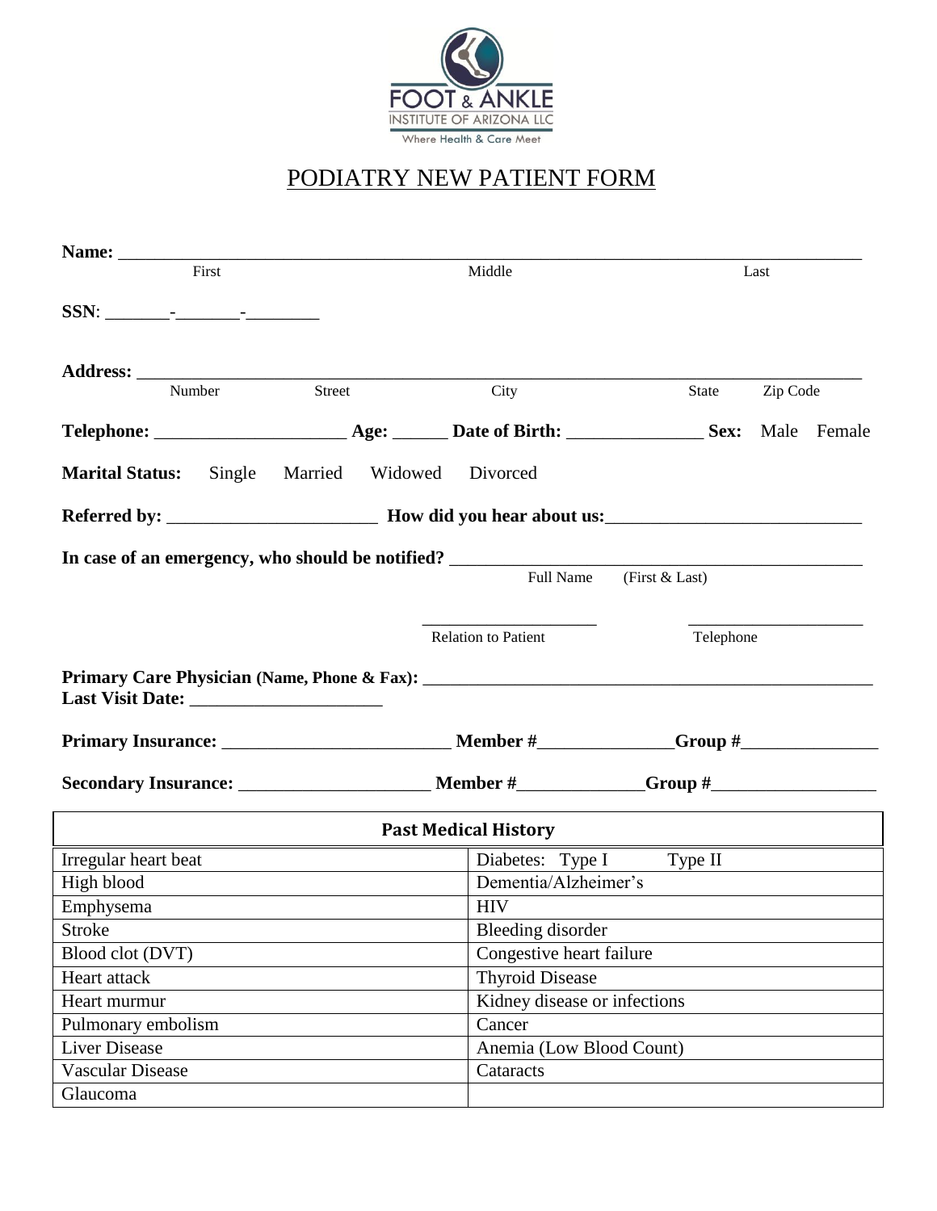FOOT & ANKLE
INSTITUTE OF ARIZONA LLC
Where Health & Care Meet

# PODIATRY NEW PATIENT FORM

**Name:** ______________________________________________________________________________
First Middle Last

**SSN**: _______-_______-________

**Address:** ____________________________________________________________________________
Number Street City State Zip Code

**Telephone:** ____________________ **Age:** ______ **Date of Birth:** _______________ **Sex:** Male Female

**Marital Status:** Single Married Widowed Divorced

**Referred by:** _______________________ **How did you hear about us:**____________________________

**In case of an emergency, who should be notified?** ____________________________________________
Full Name (First & Last)

____________________ ____________________
Relation to Patient Telephone

**Primary Care Physician (Name, Phone & Fax):** __________________________________________________
**Last Visit Date:** _____________________

**Primary Insurance:** _________________________ **Member #**______________**Group #**_______________

**Secondary Insurance:** _____________________ **Member #**_____________**Group #**_________________

| Past Medical History | |
|---|---|
| Irregular heart beat | Diabetes: Type I Type II |
| High blood | Dementia/Alzheimer's |
| Emphysema | HIV |
| Stroke | Bleeding disorder |
| Blood clot (DVT) | Congestive heart failure |
| Heart attack | Thyroid Disease |
| Heart murmur | Kidney disease or infections |
| Pulmonary embolism | Cancer |
| Liver Disease | Anemia (Low Blood Count) |
| Vascular Disease | Cataracts |
| Glaucoma | |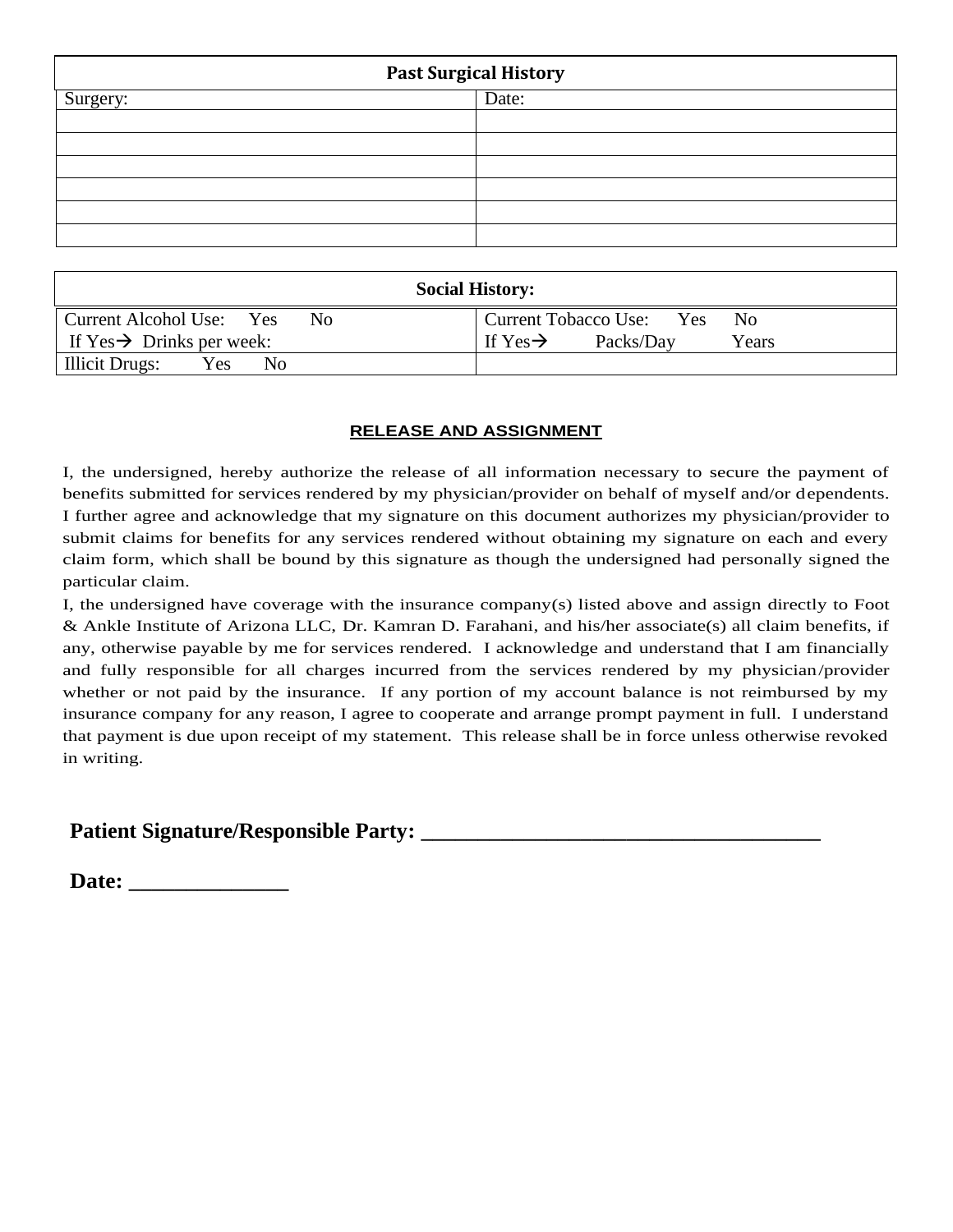| Past Surgical History | |
|---|---|
| Surgery: | Date: |
| | |
| | |
| | |
| | |
| | |
| | |

| Social History: | |
|---|---|
| Current Alcohol Use: Yes No<br>If Yes→ Drinks per week: | Current Tobacco Use: Yes No<br>If Yes→ Packs/Day Years |
| Illicit Drugs: Yes No | |

**RELEASE AND ASSIGNMENT**

I, the undersigned, hereby authorize the release of all information necessary to secure the payment of benefits submitted for services rendered by my physician/provider on behalf of myself and/or dependents. I further agree and acknowledge that my signature on this document authorizes my physician/provider to submit claims for benefits for any services rendered without obtaining my signature on each and every claim form, which shall be bound by this signature as though the undersigned had personally signed the particular claim.

I, the undersigned have coverage with the insurance company(s) listed above and assign directly to Foot & Ankle Institute of Arizona LLC, Dr. Kamran D. Farahani, and his/her associate(s) all claim benefits, if any, otherwise payable by me for services rendered. I acknowledge and understand that I am financially and fully responsible for all charges incurred from the services rendered by my physician/provider whether or not paid by the insurance. If any portion of my account balance is not reimbursed by my insurance company for any reason, I agree to cooperate and arrange prompt payment in full. I understand that payment is due upon receipt of my statement. This release shall be in force unless otherwise revoked in writing.

**Patient Signature/Responsible Party: ___________________________________**

**Date: ______________**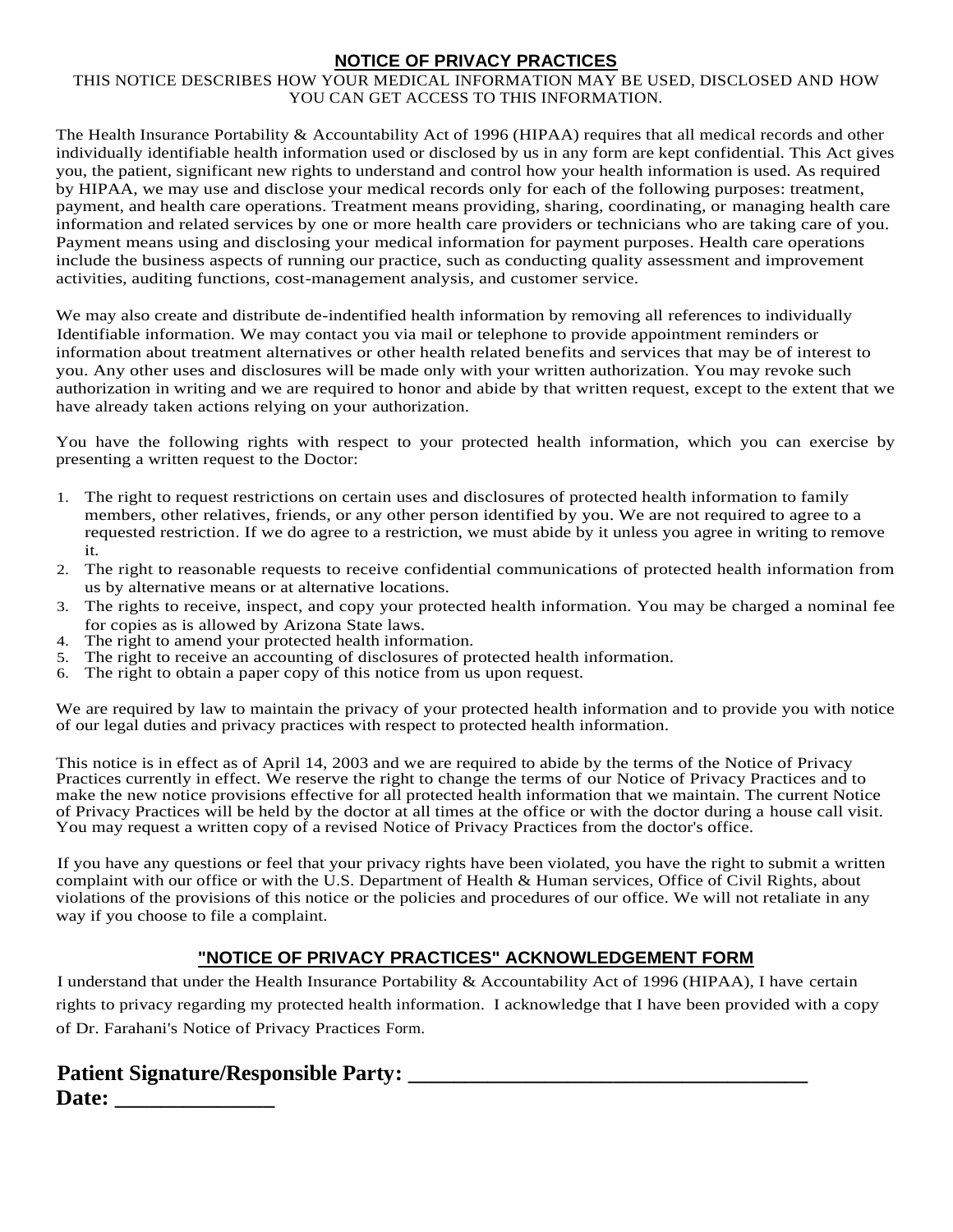## NOTICE OF PRIVACY PRACTICES

THIS NOTICE DESCRIBES HOW YOUR MEDICAL INFORMATION MAY BE USED, DISCLOSED AND HOW YOU CAN GET ACCESS TO THIS INFORMATION.

The Health Insurance Portability & Accountability Act of 1996 (HIPAA) requires that all medical records and other individually identifiable health information used or disclosed by us in any form are kept confidential. This Act gives you, the patient, significant new rights to understand and control how your health information is used. As required by HIPAA, we may use and disclose your medical records only for each of the following purposes: treatment, payment, and health care operations. Treatment means providing, sharing, coordinating, or managing health care information and related services by one or more health care providers or technicians who are taking care of you. Payment means using and disclosing your medical information for payment purposes. Health care operations include the business aspects of running our practice, such as conducting quality assessment and improvement activities, auditing functions, cost-management analysis, and customer service.

We may also create and distribute de-indentified health information by removing all references to individually Identifiable information. We may contact you via mail or telephone to provide appointment reminders or information about treatment alternatives or other health related benefits and services that may be of interest to you. Any other uses and disclosures will be made only with your written authorization. You may revoke such authorization in writing and we are required to honor and abide by that written request, except to the extent that we have already taken actions relying on your authorization.

You have the following rights with respect to your protected health information, which you can exercise by presenting a written request to the Doctor:

1. The right to request restrictions on certain uses and disclosures of protected health information to family members, other relatives, friends, or any other person identified by you. We are not required to agree to a requested restriction. If we do agree to a restriction, we must abide by it unless you agree in writing to remove it.
2. The right to reasonable requests to receive confidential communications of protected health information from us by alternative means or at alternative locations.
3. The rights to receive, inspect, and copy your protected health information. You may be charged a nominal fee for copies as is allowed by Arizona State laws.
4. The right to amend your protected health information.
5. The right to receive an accounting of disclosures of protected health information.
6. The right to obtain a paper copy of this notice from us upon request.

We are required by law to maintain the privacy of your protected health information and to provide you with notice of our legal duties and privacy practices with respect to protected health information.

This notice is in effect as of April 14, 2003 and we are required to abide by the terms of the Notice of Privacy Practices currently in effect. We reserve the right to change the terms of our Notice of Privacy Practices and to make the new notice provisions effective for all protected health information that we maintain. The current Notice of Privacy Practices will be held by the doctor at all times at the office or with the doctor during a house call visit. You may request a written copy of a revised Notice of Privacy Practices from the doctor's office.

If you have any questions or feel that your privacy rights have been violated, you have the right to submit a written complaint with our office or with the U.S. Department of Health & Human services, Office of Civil Rights, about violations of the provisions of this notice or the policies and procedures of our office. We will not retaliate in any way if you choose to file a complaint.

## "NOTICE OF PRIVACY PRACTICES" ACKNOWLEDGEMENT FORM

I understand that under the Health Insurance Portability & Accountability Act of 1996 (HIPAA), I have certain rights to privacy regarding my protected health information. I acknowledge that I have been provided with a copy of Dr. Farahani's Notice of Privacy Practices Form.

**Patient Signature/Responsible Party: ___________________________________**

**Date: ______________**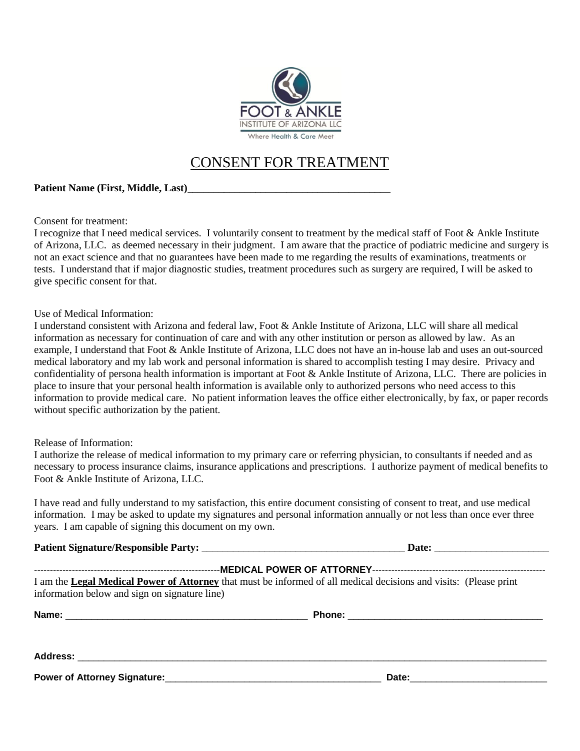FOOT & ANKLE
INSTITUTE OF ARIZONA LLC
Where Health & Care Meet

# CONSENT FOR TREATMENT

**Patient Name (First, Middle, Last)**_______________________________________

Consent for treatment:
I recognize that I need medical services. I voluntarily consent to treatment by the medical staff of Foot & Ankle Institute of Arizona, LLC. as deemed necessary in their judgment. I am aware that the practice of podiatric medicine and surgery is not an exact science and that no guarantees have been made to me regarding the results of examinations, treatments or tests. I understand that if major diagnostic studies, treatment procedures such as surgery are required, I will be asked to give specific consent for that.

Use of Medical Information:
I understand consistent with Arizona and federal law, Foot & Ankle Institute of Arizona, LLC will share all medical information as necessary for continuation of care and with any other institution or person as allowed by law. As an example, I understand that Foot & Ankle Institute of Arizona, LLC does not have an in-house lab and uses an out-sourced medical laboratory and my lab work and personal information is shared to accomplish testing I may desire. Privacy and confidentiality of persona health information is important at Foot & Ankle Institute of Arizona, LLC. There are policies in place to insure that your personal health information is available only to authorized persons who need access to this information to provide medical care. No patient information leaves the office either electronically, by fax, or paper records without specific authorization by the patient.

Release of Information:
I authorize the release of medical information to my primary care or referring physician, to consultants if needed and as necessary to process insurance claims, insurance applications and prescriptions. I authorize payment of medical benefits to Foot & Ankle Institute of Arizona, LLC.

I have read and fully understand to my satisfaction, this entire document consisting of consent to treat, and use medical information. I may be asked to update my signatures and personal information annually or not less than once ever three years. I am capable of signing this document on my own.

**Patient Signature/Responsible Party:** _______________________________________ **Date:** ______________________

---------------------------------------------------------**MEDICAL POWER OF ATTORNEY**-----------------------------------------------------

I am the **Legal Medical Power of Attorney** that must be informed of all medical decisions and visits: (Please print information below and sign on signature line)

**Name:** _______________________________________________ **Phone:** ______________________________________

**Address:** ___________________________________________________________________________________________

**Power of Attorney Signature:**__________________________________________ **Date:**__________________________